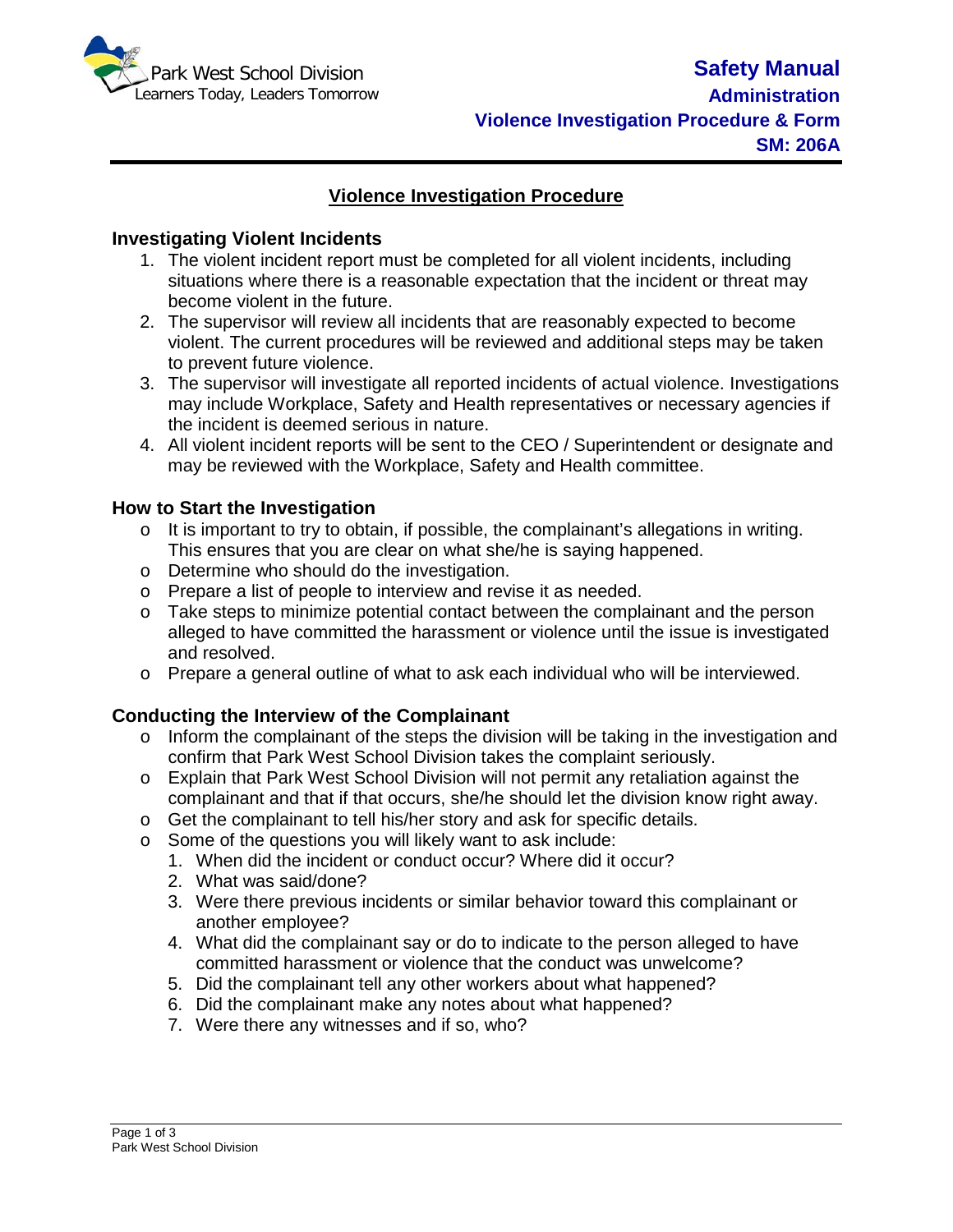Park West School Division
Learners Today, Leaders Tomorrow

**Safety Manual**
**Administration**
**Violence Investigation Procedure & Form**
**SM: 206A**

## Violence Investigation Procedure

### Investigating Violent Incidents

1. The violent incident report must be completed for all violent incidents, including situations where there is a reasonable expectation that the incident or threat may become violent in the future.
2. The supervisor will review all incidents that are reasonably expected to become violent. The current procedures will be reviewed and additional steps may be taken to prevent future violence.
3. The supervisor will investigate all reported incidents of actual violence. Investigations may include Workplace, Safety and Health representatives or necessary agencies if the incident is deemed serious in nature.
4. All violent incident reports will be sent to the CEO / Superintendent or designate and may be reviewed with the Workplace, Safety and Health committee.

### How to Start the Investigation

- It is important to try to obtain, if possible, the complainant's allegations in writing. This ensures that you are clear on what she/he is saying happened.
- Determine who should do the investigation.
- Prepare a list of people to interview and revise it as needed.
- Take steps to minimize potential contact between the complainant and the person alleged to have committed the harassment or violence until the issue is investigated and resolved.
- Prepare a general outline of what to ask each individual who will be interviewed.

### Conducting the Interview of the Complainant

- Inform the complainant of the steps the division will be taking in the investigation and confirm that Park West School Division takes the complaint seriously.
- Explain that Park West School Division will not permit any retaliation against the complainant and that if that occurs, she/he should let the division know right away.
- Get the complainant to tell his/her story and ask for specific details.
- Some of the questions you will likely want to ask include:
  1. When did the incident or conduct occur? Where did it occur?
  2. What was said/done?
  3. Were there previous incidents or similar behavior toward this complainant or another employee?
  4. What did the complainant say or do to indicate to the person alleged to have committed harassment or violence that the conduct was unwelcome?
  5. Did the complainant tell any other workers about what happened?
  6. Did the complainant make any notes about what happened?
  7. Were there any witnesses and if so, who?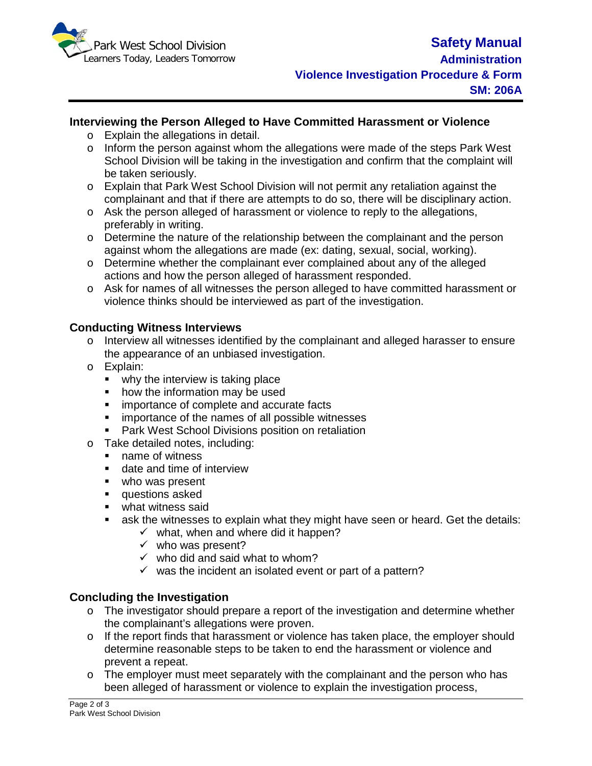### Interviewing the Person Alleged to Have Committed Harassment or Violence

- Explain the allegations in detail.
- Inform the person against whom the allegations were made of the steps Park West School Division will be taking in the investigation and confirm that the complaint will be taken seriously.
- Explain that Park West School Division will not permit any retaliation against the complainant and that if there are attempts to do so, there will be disciplinary action.
- Ask the person alleged of harassment or violence to reply to the allegations, preferably in writing.
- Determine the nature of the relationship between the complainant and the person against whom the allegations are made (ex: dating, sexual, social, working).
- Determine whether the complainant ever complained about any of the alleged actions and how the person alleged of harassment responded.
- Ask for names of all witnesses the person alleged to have committed harassment or violence thinks should be interviewed as part of the investigation.

### Conducting Witness Interviews

- Interview all witnesses identified by the complainant and alleged harasser to ensure the appearance of an unbiased investigation.
- Explain:
  - why the interview is taking place
  - how the information may be used
  - importance of complete and accurate facts
  - importance of the names of all possible witnesses
  - Park West School Divisions position on retaliation
- Take detailed notes, including:
  - name of witness
  - date and time of interview
  - who was present
  - questions asked
  - what witness said
  - ask the witnesses to explain what they might have seen or heard. Get the details:
    - ✓ what, when and where did it happen?
    - ✓ who was present?
    - ✓ who did and said what to whom?
    - ✓ was the incident an isolated event or part of a pattern?

### Concluding the Investigation

- The investigator should prepare a report of the investigation and determine whether the complainant's allegations were proven.
- If the report finds that harassment or violence has taken place, the employer should determine reasonable steps to be taken to end the harassment or violence and prevent a repeat.
- The employer must meet separately with the complainant and the person who has been alleged of harassment or violence to explain the investigation process,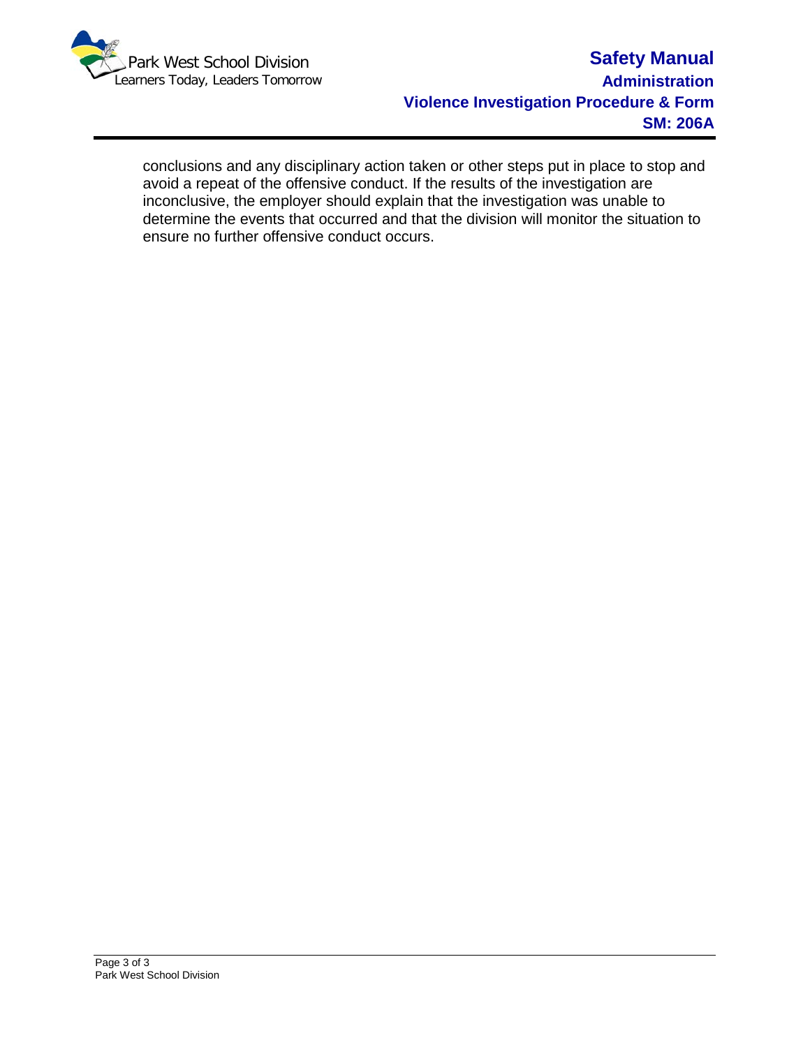conclusions and any disciplinary action taken or other steps put in place to stop and avoid a repeat of the offensive conduct. If the results of the investigation are inconclusive, the employer should explain that the investigation was unable to determine the events that occurred and that the division will monitor the situation to ensure no further offensive conduct occurs.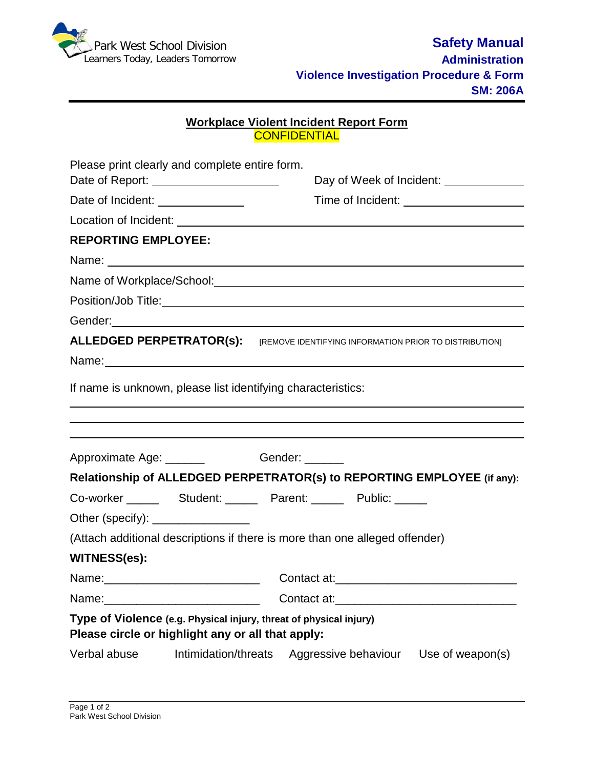Park West School Division
Learners Today, Leaders Tomorrow

**Safety Manual**
**Administration**
**Violence Investigation Procedure & Form**
**SM: 206A**

## Workplace Violent Incident Report Form

CONFIDENTIAL

Please print clearly and complete entire form.

Date of Report: ____________________ Day of Week of Incident: ____________

Date of Incident: ______________ Time of Incident: ____________________

Location of Incident: ____________________________________________________

**REPORTING EMPLOYEE:**

Name: ________________________________________________________________

Name of Workplace/School: ____________________________________________

Position/Job Title: _____________________________________________________

Gender: ______________________________________________________________

**ALLEDGED PERPETRATOR(s):** [REMOVE IDENTIFYING INFORMATION PRIOR TO DISTRIBUTION]

Name: ________________________________________________________________

If name is unknown, please list identifying characteristics:

______________________________________________________________________

______________________________________________________________________

______________________________________________________________________

Approximate Age: ______ Gender: ______

**Relationship of ALLEDGED PERPETRATOR(s) to REPORTING EMPLOYEE (if any):**

Co-worker _____ Student: _____ Parent: _____ Public: _____

Other (specify): _______________

(Attach additional descriptions if there is more than one alleged offender)

**WITNESS(es):**

Name:_______________________ Contact at:___________________________

Name:_______________________ Contact at:___________________________

**Type of Violence (e.g. Physical injury, threat of physical injury)**
**Please circle or highlight any or all that apply:**

Verbal abuse Intimidation/threats Aggressive behaviour Use of weapon(s)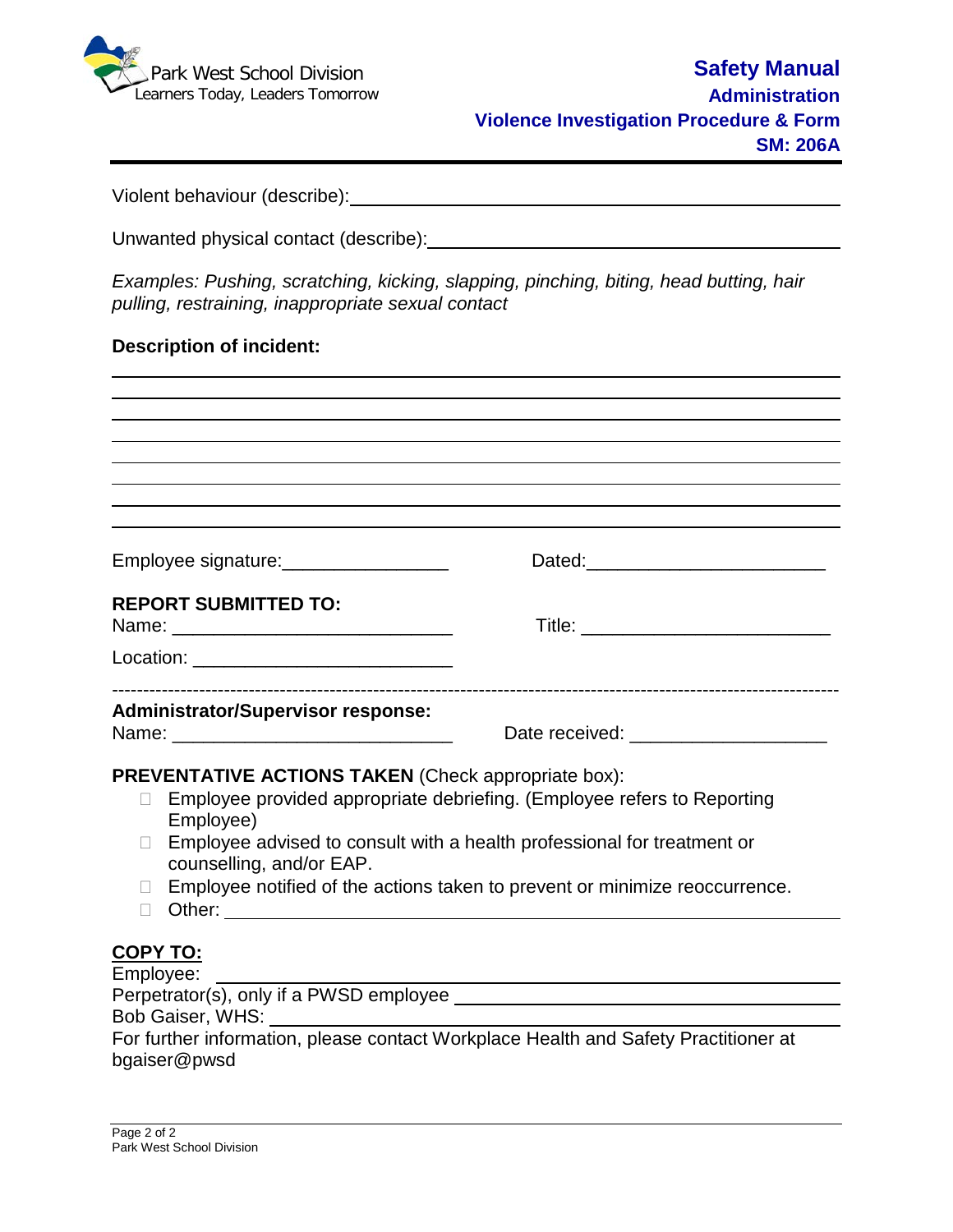Violent behaviour (describe): ____________________________________________

Unwanted physical contact (describe): ______________________________________

*Examples: Pushing, scratching, kicking, slapping, pinching, biting, head butting, hair pulling, restraining, inappropriate sexual contact*

**Description of incident:**

_______________________________________________________________________________

_______________________________________________________________________________

_______________________________________________________________________________

_______________________________________________________________________________

_______________________________________________________________________________

_______________________________________________________________________________

_______________________________________________________________________________

_______________________________________________________________________________

Employee signature: ________________ Dated: ________________________

**REPORT SUBMITTED TO:**

Name: ___________________________ Title: ________________________

Location: _________________________

---

**Administrator/Supervisor response:**

Name: ___________________________ Date received: ___________________

**PREVENTATIVE ACTIONS TAKEN** (Check appropriate box):

- ☐ Employee provided appropriate debriefing. (Employee refers to Reporting Employee)
- ☐ Employee advised to consult with a health professional for treatment or counselling, and/or EAP.
- ☐ Employee notified of the actions taken to prevent or minimize reoccurrence.
- ☐ Other: ________________________________________________

**COPY TO:**

Employee: ______________________________________________

Perpetrator(s), only if a PWSD employee ___________________________

Bob Gaiser, WHS: _________________________________________

For further information, please contact Workplace Health and Safety Practitioner at bgaiser@pwsd